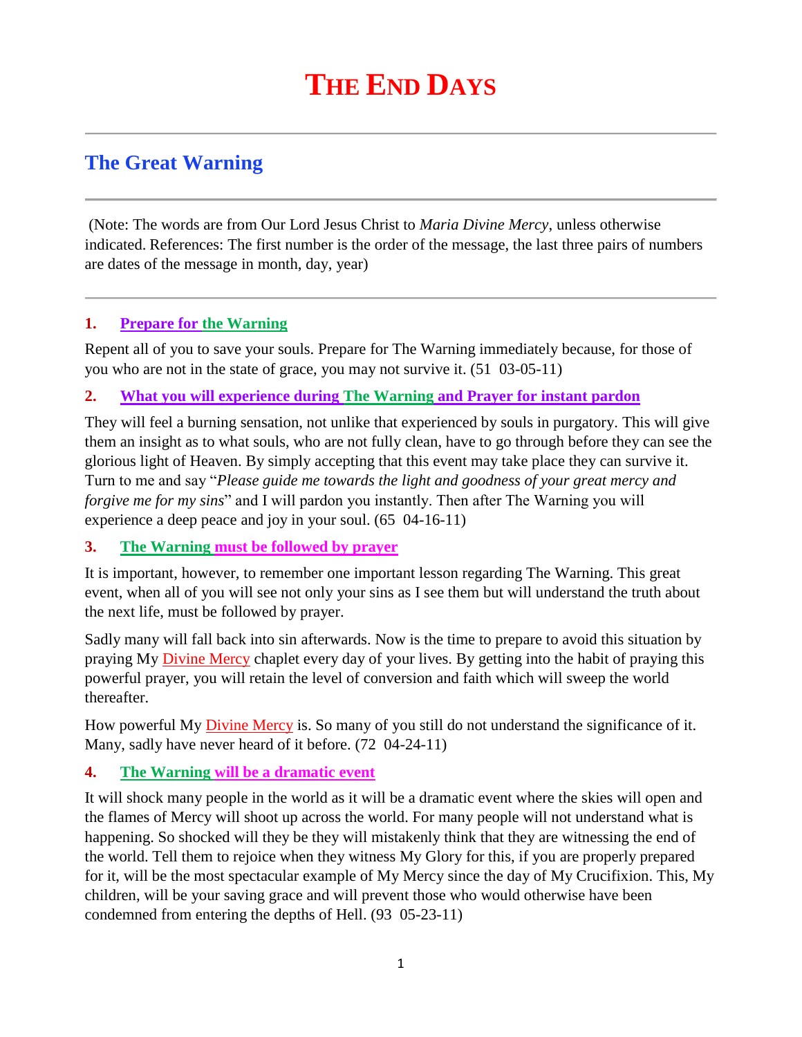# THE END DAYS

## The Great Warning

(Note: The words are from Our Lord Jesus Christ to *Maria Divine Mercy*, unless otherwise indicated. References: The first number is the order of the message, the last three pairs of numbers are dates of the message in month, day, year)

### 1. Prepare for the Warning

Repent all of you to save your souls. Prepare for The Warning immediately because, for those of you who are not in the state of grace, you may not survive it. (51 03-05-11)

### 2. What you will experience during The Warning and Prayer for instant pardon

They will feel a burning sensation, not unlike that experienced by souls in purgatory. This will give them an insight as to what souls, who are not fully clean, have to go through before they can see the glorious light of Heaven. By simply accepting that this event may take place they can survive it. Turn to me and say "*Please guide me towards the light and goodness of your great mercy and forgive me for my sins*" and I will pardon you instantly. Then after The Warning you will experience a deep peace and joy in your soul. (65 04-16-11)

### 3. The Warning must be followed by prayer

It is important, however, to remember one important lesson regarding The Warning. This great event, when all of you will see not only your sins as I see them but will understand the truth about the next life, must be followed by prayer.

Sadly many will fall back into sin afterwards. Now is the time to prepare to avoid this situation by praying My Divine Mercy chaplet every day of your lives. By getting into the habit of praying this powerful prayer, you will retain the level of conversion and faith which will sweep the world thereafter.

How powerful My Divine Mercy is. So many of you still do not understand the significance of it. Many, sadly have never heard of it before. (72 04-24-11)

### 4. The Warning will be a dramatic event

It will shock many people in the world as it will be a dramatic event where the skies will open and the flames of Mercy will shoot up across the world. For many people will not understand what is happening. So shocked will they be they will mistakenly think that they are witnessing the end of the world. Tell them to rejoice when they witness My Glory for this, if you are properly prepared for it, will be the most spectacular example of My Mercy since the day of My Crucifixion. This, My children, will be your saving grace and will prevent those who would otherwise have been condemned from entering the depths of Hell. (93 05-23-11)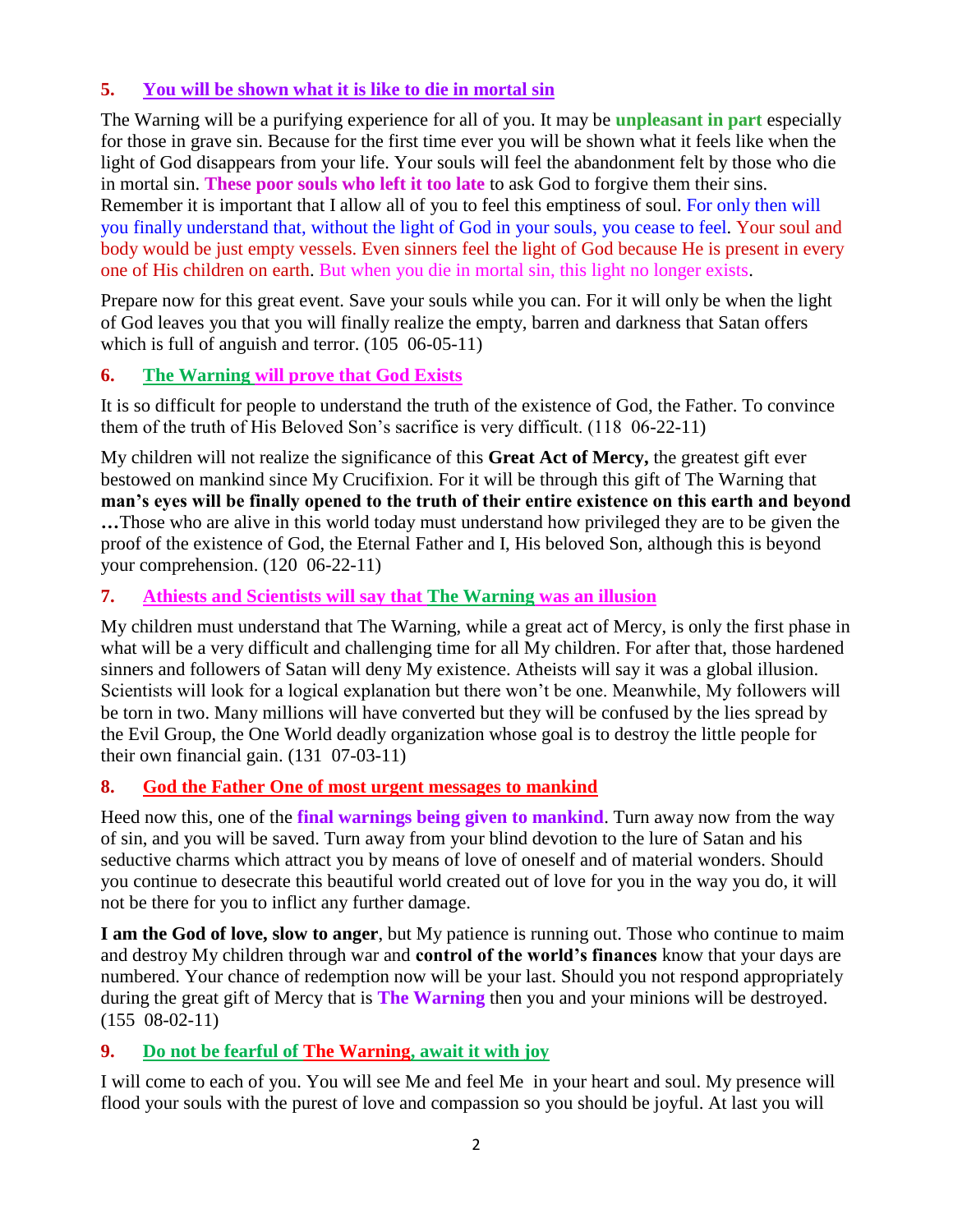### 5. You will be shown what it is like to die in mortal sin

The Warning will be a purifying experience for all of you. It may be **unpleasant in part** especially for those in grave sin. Because for the first time ever you will be shown what it feels like when the light of God disappears from your life. Your souls will feel the abandonment felt by those who die in mortal sin. **These poor souls who left it too late** to ask God to forgive them their sins. Remember it is important that I allow all of you to feel this emptiness of soul. For only then will you finally understand that, without the light of God in your souls, you cease to feel. Your soul and body would be just empty vessels. Even sinners feel the light of God because He is present in every one of His children on earth. But when you die in mortal sin, this light no longer exists.

Prepare now for this great event. Save your souls while you can. For it will only be when the light of God leaves you that you will finally realize the empty, barren and darkness that Satan offers which is full of anguish and terror. (105 06-05-11)

### 6. The Warning will prove that God Exists

It is so difficult for people to understand the truth of the existence of God, the Father. To convince them of the truth of His Beloved Son's sacrifice is very difficult. (118 06-22-11)

My children will not realize the significance of this **Great Act of Mercy,** the greatest gift ever bestowed on mankind since My Crucifixion. For it will be through this gift of The Warning that **man's eyes will be finally opened to the truth of their entire existence on this earth and beyond …**Those who are alive in this world today must understand how privileged they are to be given the proof of the existence of God, the Eternal Father and I, His beloved Son, although this is beyond your comprehension. (120 06-22-11)

### 7. Athiests and Scientists will say that The Warning was an illusion

My children must understand that The Warning, while a great act of Mercy, is only the first phase in what will be a very difficult and challenging time for all My children. For after that, those hardened sinners and followers of Satan will deny My existence. Atheists will say it was a global illusion. Scientists will look for a logical explanation but there won't be one. Meanwhile, My followers will be torn in two. Many millions will have converted but they will be confused by the lies spread by the Evil Group, the One World deadly organization whose goal is to destroy the little people for their own financial gain. (131 07-03-11)

### 8. God the Father One of most urgent messages to mankind

Heed now this, one of the **final warnings being given to mankind**. Turn away now from the way of sin, and you will be saved. Turn away from your blind devotion to the lure of Satan and his seductive charms which attract you by means of love of oneself and of material wonders. Should you continue to desecrate this beautiful world created out of love for you in the way you do, it will not be there for you to inflict any further damage.

**I am the God of love, slow to anger**, but My patience is running out. Those who continue to maim and destroy My children through war and **control of the world's finances** know that your days are numbered. Your chance of redemption now will be your last. Should you not respond appropriately during the great gift of Mercy that is **The Warning** then you and your minions will be destroyed. (155 08-02-11)

### 9. Do not be fearful of The Warning, await it with joy

I will come to each of you. You will see Me and feel Me in your heart and soul. My presence will flood your souls with the purest of love and compassion so you should be joyful. At last you will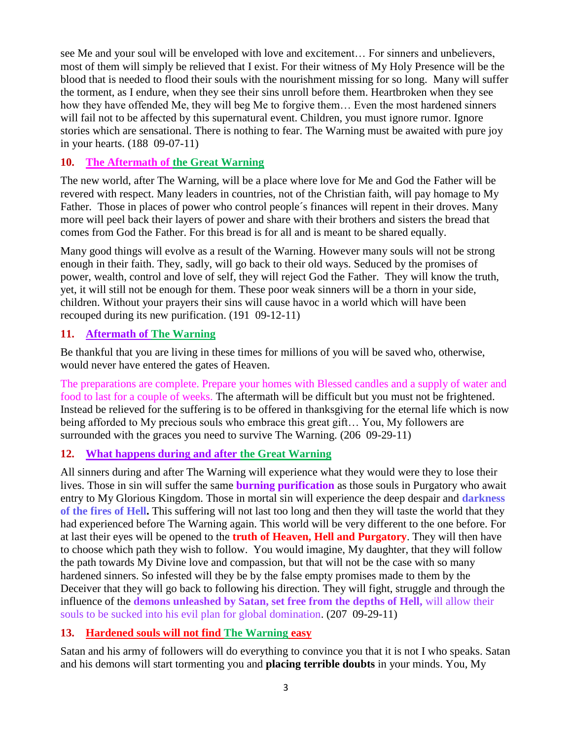see Me and your soul will be enveloped with love and excitement… For sinners and unbelievers, most of them will simply be relieved that I exist. For their witness of My Holy Presence will be the blood that is needed to flood their souls with the nourishment missing for so long. Many will suffer the torment, as I endure, when they see their sins unroll before them. Heartbroken when they see how they have offended Me, they will beg Me to forgive them… Even the most hardened sinners will fail not to be affected by this supernatural event. Children, you must ignore rumor. Ignore stories which are sensational. There is nothing to fear. The Warning must be awaited with pure joy in your hearts. (188 09-07-11)

## 10. The Aftermath of the Great Warning

The new world, after The Warning, will be a place where love for Me and God the Father will be revered with respect. Many leaders in countries, not of the Christian faith, will pay homage to My Father. Those in places of power who control people´s finances will repent in their droves. Many more will peel back their layers of power and share with their brothers and sisters the bread that comes from God the Father. For this bread is for all and is meant to be shared equally.

Many good things will evolve as a result of the Warning. However many souls will not be strong enough in their faith. They, sadly, will go back to their old ways. Seduced by the promises of power, wealth, control and love of self, they will reject God the Father. They will know the truth, yet, it will still not be enough for them. These poor weak sinners will be a thorn in your side, children. Without your prayers their sins will cause havoc in a world which will have been recouped during its new purification. (191 09-12-11)

## 11. Aftermath of The Warning

Be thankful that you are living in these times for millions of you will be saved who, otherwise, would never have entered the gates of Heaven.

The preparations are complete. Prepare your homes with Blessed candles and a supply of water and food to last for a couple of weeks. The aftermath will be difficult but you must not be frightened. Instead be relieved for the suffering is to be offered in thanksgiving for the eternal life which is now being afforded to My precious souls who embrace this great gift… You, My followers are surrounded with the graces you need to survive The Warning. (206 09-29-11)

## 12. What happens during and after the Great Warning

All sinners during and after The Warning will experience what they would were they to lose their lives. Those in sin will suffer the same **burning purification** as those souls in Purgatory who await entry to My Glorious Kingdom. Those in mortal sin will experience the deep despair and **darkness of the fires of Hell.** This suffering will not last too long and then they will taste the world that they had experienced before The Warning again. This world will be very different to the one before. For at last their eyes will be opened to the **truth of Heaven, Hell and Purgatory**. They will then have to choose which path they wish to follow. You would imagine, My daughter, that they will follow the path towards My Divine love and compassion, but that will not be the case with so many hardened sinners. So infested will they be by the false empty promises made to them by the Deceiver that they will go back to following his direction. They will fight, struggle and through the influence of the **demons unleashed by Satan, set free from the depths of Hell,** will allow their souls to be sucked into his evil plan for global domination. (207 09-29-11)

## 13. Hardened souls will not find The Warning easy

Satan and his army of followers will do everything to convince you that it is not I who speaks. Satan and his demons will start tormenting you and **placing terrible doubts** in your minds. You, My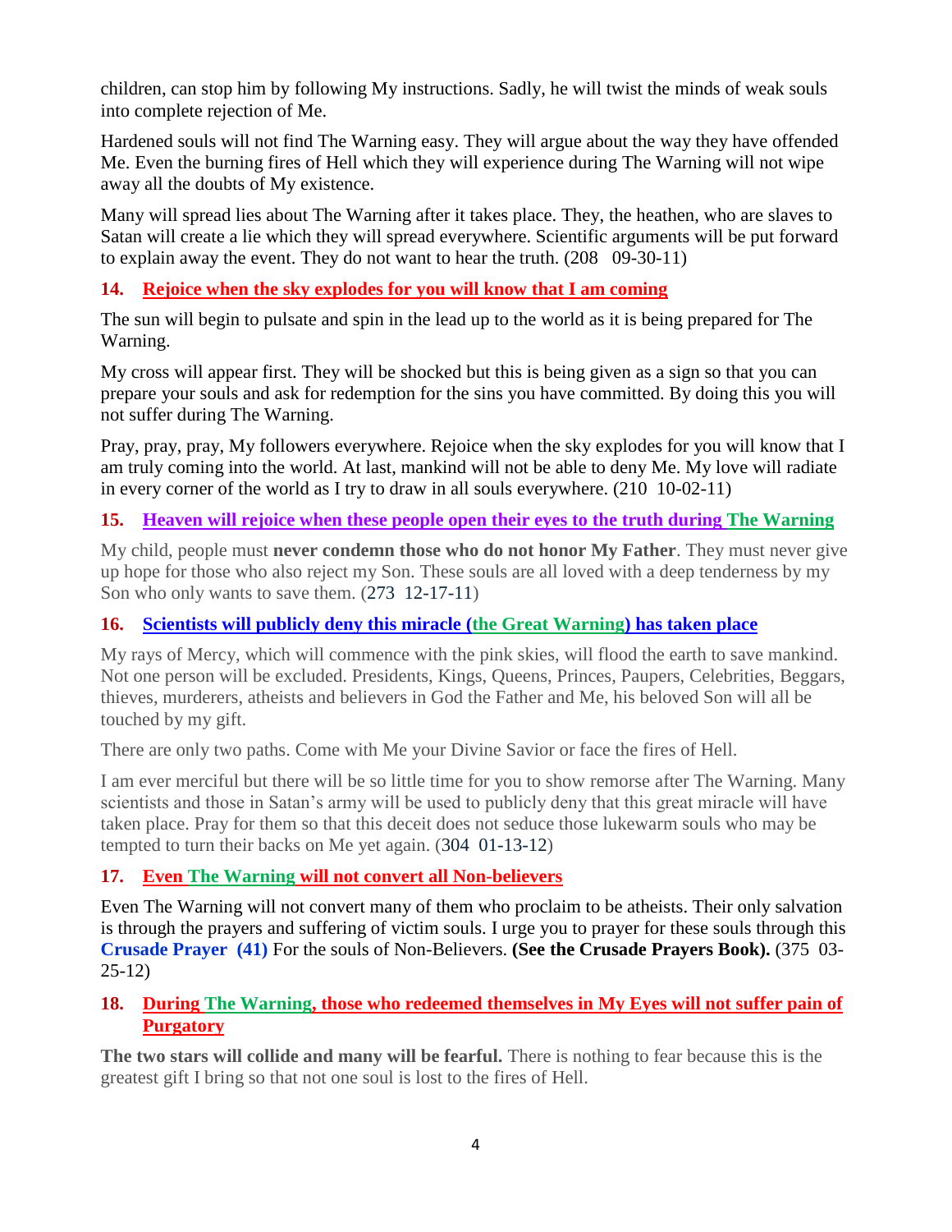children, can stop him by following My instructions. Sadly, he will twist the minds of weak souls into complete rejection of Me.

Hardened souls will not find The Warning easy. They will argue about the way they have offended Me. Even the burning fires of Hell which they will experience during The Warning will not wipe away all the doubts of My existence.

Many will spread lies about The Warning after it takes place. They, the heathen, who are slaves to Satan will create a lie which they will spread everywhere. Scientific arguments will be put forward to explain away the event. They do not want to hear the truth. (208 09-30-11)

### 14. Rejoice when the sky explodes for you will know that I am coming

The sun will begin to pulsate and spin in the lead up to the world as it is being prepared for The Warning.

My cross will appear first. They will be shocked but this is being given as a sign so that you can prepare your souls and ask for redemption for the sins you have committed. By doing this you will not suffer during The Warning.

Pray, pray, pray, My followers everywhere. Rejoice when the sky explodes for you will know that I am truly coming into the world. At last, mankind will not be able to deny Me. My love will radiate in every corner of the world as I try to draw in all souls everywhere. (210 10-02-11)

### 15. Heaven will rejoice when these people open their eyes to the truth during The Warning

My child, people must **never condemn those who do not honor My Father**. They must never give up hope for those who also reject my Son. These souls are all loved with a deep tenderness by my Son who only wants to save them. (273 12-17-11)

### 16. Scientists will publicly deny this miracle (the Great Warning) has taken place

My rays of Mercy, which will commence with the pink skies, will flood the earth to save mankind. Not one person will be excluded. Presidents, Kings, Queens, Princes, Paupers, Celebrities, Beggars, thieves, murderers, atheists and believers in God the Father and Me, his beloved Son will all be touched by my gift.

There are only two paths. Come with Me your Divine Savior or face the fires of Hell.

I am ever merciful but there will be so little time for you to show remorse after The Warning. Many scientists and those in Satan's army will be used to publicly deny that this great miracle will have taken place. Pray for them so that this deceit does not seduce those lukewarm souls who may be tempted to turn their backs on Me yet again. (304 01-13-12)

### 17. Even The Warning will not convert all Non-believers

Even The Warning will not convert many of them who proclaim to be atheists. Their only salvation is through the prayers and suffering of victim souls. I urge you to prayer for these souls through this **Crusade Prayer (41)** For the souls of Non-Believers. **(See the Crusade Prayers Book).** (375 03-25-12)

### 18. During The Warning, those who redeemed themselves in My Eyes will not suffer pain of Purgatory

**The two stars will collide and many will be fearful.** There is nothing to fear because this is the greatest gift I bring so that not one soul is lost to the fires of Hell.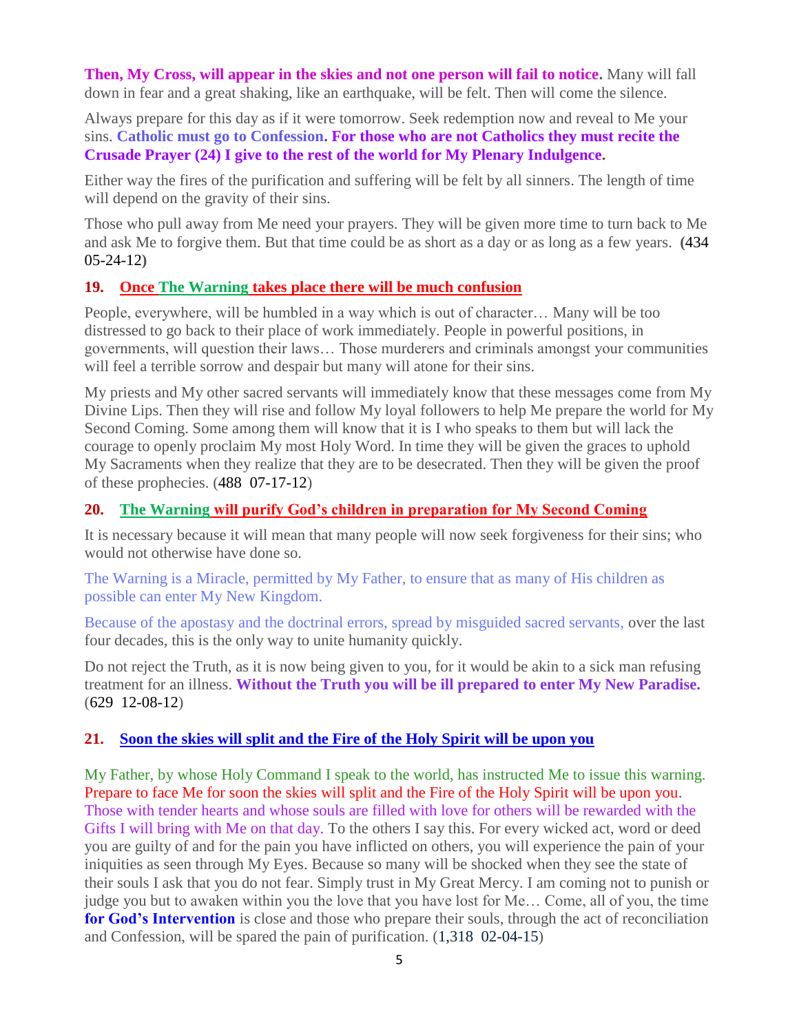**Then, My Cross, will appear in the skies and not one person will fail to notice.** Many will fall down in fear and a great shaking, like an earthquake, will be felt. Then will come the silence.

Always prepare for this day as if it were tomorrow. Seek redemption now and reveal to Me your sins. **Catholic must go to Confession. For those who are not Catholics they must recite the Crusade Prayer (24) I give to the rest of the world for My Plenary Indulgence.**

Either way the fires of the purification and suffering will be felt by all sinners. The length of time will depend on the gravity of their sins.

Those who pull away from Me need your prayers. They will be given more time to turn back to Me and ask Me to forgive them. But that time could be as short as a day or as long as a few years. **(**434 05-24-12**)**

### 19. Once The Warning takes place there will be much confusion

People, everywhere, will be humbled in a way which is out of character… Many will be too distressed to go back to their place of work immediately. People in powerful positions, in governments, will question their laws… Those murderers and criminals amongst your communities will feel a terrible sorrow and despair but many will atone for their sins.

My priests and My other sacred servants will immediately know that these messages come from My Divine Lips. Then they will rise and follow My loyal followers to help Me prepare the world for My Second Coming. Some among them will know that it is I who speaks to them but will lack the courage to openly proclaim My most Holy Word. In time they will be given the graces to uphold My Sacraments when they realize that they are to be desecrated. Then they will be given the proof of these prophecies. (488 07-17-12)

### 20. The Warning will purify God's children in preparation for My Second Coming

It is necessary because it will mean that many people will now seek forgiveness for their sins; who would not otherwise have done so.

The Warning is a Miracle, permitted by My Father, to ensure that as many of His children as possible can enter My New Kingdom.

Because of the apostasy and the doctrinal errors, spread by misguided sacred servants, over the last four decades, this is the only way to unite humanity quickly.

Do not reject the Truth, as it is now being given to you, for it would be akin to a sick man refusing treatment for an illness. **Without the Truth you will be ill prepared to enter My New Paradise.** (629 12-08-12)

### 21. Soon the skies will split and the Fire of the Holy Spirit will be upon you

My Father, by whose Holy Command I speak to the world, has instructed Me to issue this warning. Prepare to face Me for soon the skies will split and the Fire of the Holy Spirit will be upon you. Those with tender hearts and whose souls are filled with love for others will be rewarded with the Gifts I will bring with Me on that day. To the others I say this. For every wicked act, word or deed you are guilty of and for the pain you have inflicted on others, you will experience the pain of your iniquities as seen through My Eyes. Because so many will be shocked when they see the state of their souls I ask that you do not fear. Simply trust in My Great Mercy. I am coming not to punish or judge you but to awaken within you the love that you have lost for Me… Come, all of you, the time **for God's Intervention** is close and those who prepare their souls, through the act of reconciliation and Confession, will be spared the pain of purification. (1,318 02-04-15)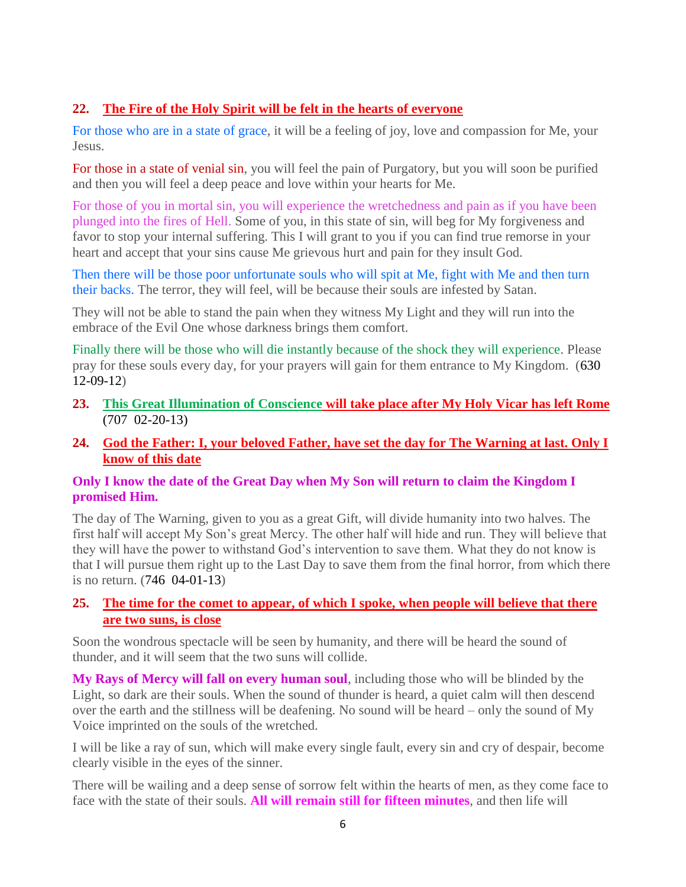**22. The Fire of the Holy Spirit will be felt in the hearts of everyone**

For those who are in a state of grace, it will be a feeling of joy, love and compassion for Me, your Jesus.

For those in a state of venial sin, you will feel the pain of Purgatory, but you will soon be purified and then you will feel a deep peace and love within your hearts for Me.

For those of you in mortal sin, you will experience the wretchedness and pain as if you have been plunged into the fires of Hell. Some of you, in this state of sin, will beg for My forgiveness and favor to stop your internal suffering. This I will grant to you if you can find true remorse in your heart and accept that your sins cause Me grievous hurt and pain for they insult God.

Then there will be those poor unfortunate souls who will spit at Me, fight with Me and then turn their backs. The terror, they will feel, will be because their souls are infested by Satan.

They will not be able to stand the pain when they witness My Light and they will run into the embrace of the Evil One whose darkness brings them comfort.

Finally there will be those who will die instantly because of the shock they will experience. Please pray for these souls every day, for your prayers will gain for them entrance to My Kingdom. (630 12-09-12)

**23. This Great Illumination of Conscience will take place after My Holy Vicar has left Rome** (707 02-20-13)

**24. God the Father: I, your beloved Father, have set the day for The Warning at last. Only I know of this date**

**Only I know the date of the Great Day when My Son will return to claim the Kingdom I promised Him.**

The day of The Warning, given to you as a great Gift, will divide humanity into two halves. The first half will accept My Son's great Mercy. The other half will hide and run. They will believe that they will have the power to withstand God's intervention to save them. What they do not know is that I will pursue them right up to the Last Day to save them from the final horror, from which there is no return. (746 04-01-13)

**25. The time for the comet to appear, of which I spoke, when people will believe that there are two suns, is close**

Soon the wondrous spectacle will be seen by humanity, and there will be heard the sound of thunder, and it will seem that the two suns will collide.

**My Rays of Mercy will fall on every human soul**, including those who will be blinded by the Light, so dark are their souls. When the sound of thunder is heard, a quiet calm will then descend over the earth and the stillness will be deafening. No sound will be heard – only the sound of My Voice imprinted on the souls of the wretched.

I will be like a ray of sun, which will make every single fault, every sin and cry of despair, become clearly visible in the eyes of the sinner.

There will be wailing and a deep sense of sorrow felt within the hearts of men, as they come face to face with the state of their souls. **All will remain still for fifteen minutes**, and then life will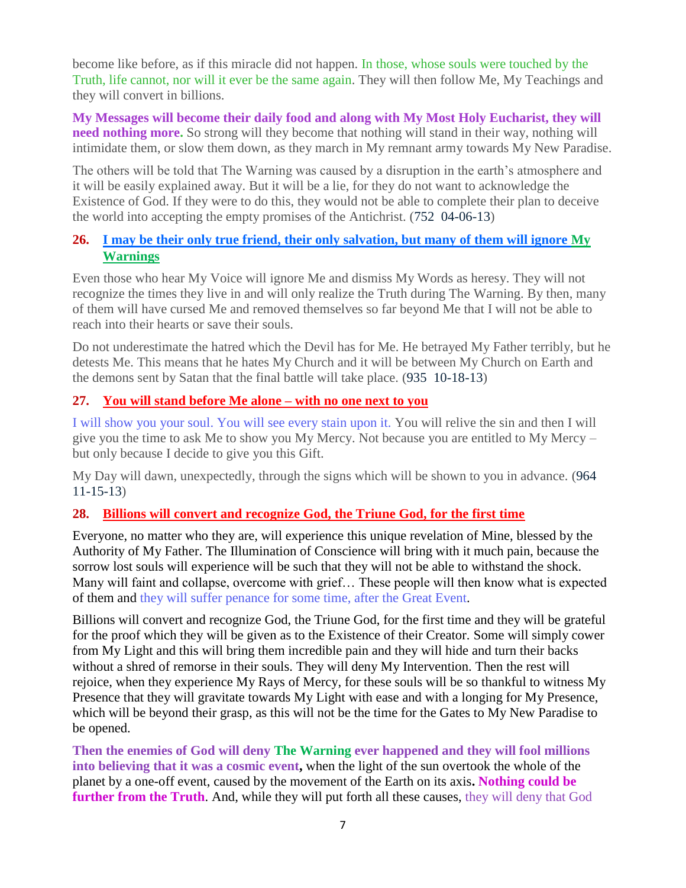become like before, as if this miracle did not happen. In those, whose souls were touched by the Truth, life cannot, nor will it ever be the same again. They will then follow Me, My Teachings and they will convert in billions.

**My Messages will become their daily food and along with My Most Holy Eucharist, they will need nothing more.** So strong will they become that nothing will stand in their way, nothing will intimidate them, or slow them down, as they march in My remnant army towards My New Paradise.

The others will be told that The Warning was caused by a disruption in the earth's atmosphere and it will be easily explained away. But it will be a lie, for they do not want to acknowledge the Existence of God. If they were to do this, they would not be able to complete their plan to deceive the world into accepting the empty promises of the Antichrist. (752 04-06-13)

### 26. I may be their only true friend, their only salvation, but many of them will ignore My Warnings

Even those who hear My Voice will ignore Me and dismiss My Words as heresy. They will not recognize the times they live in and will only realize the Truth during The Warning. By then, many of them will have cursed Me and removed themselves so far beyond Me that I will not be able to reach into their hearts or save their souls.

Do not underestimate the hatred which the Devil has for Me. He betrayed My Father terribly, but he detests Me. This means that he hates My Church and it will be between My Church on Earth and the demons sent by Satan that the final battle will take place. (935 10-18-13)

### 27. You will stand before Me alone – with no one next to you

I will show you your soul. You will see every stain upon it. You will relive the sin and then I will give you the time to ask Me to show you My Mercy. Not because you are entitled to My Mercy – but only because I decide to give you this Gift.

My Day will dawn, unexpectedly, through the signs which will be shown to you in advance. (964 11-15-13)

### 28. Billions will convert and recognize God, the Triune God, for the first time

Everyone, no matter who they are, will experience this unique revelation of Mine, blessed by the Authority of My Father. The Illumination of Conscience will bring with it much pain, because the sorrow lost souls will experience will be such that they will not be able to withstand the shock. Many will faint and collapse, overcome with grief… These people will then know what is expected of them and they will suffer penance for some time, after the Great Event.

Billions will convert and recognize God, the Triune God, for the first time and they will be grateful for the proof which they will be given as to the Existence of their Creator. Some will simply cower from My Light and this will bring them incredible pain and they will hide and turn their backs without a shred of remorse in their souls. They will deny My Intervention. Then the rest will rejoice, when they experience My Rays of Mercy, for these souls will be so thankful to witness My Presence that they will gravitate towards My Light with ease and with a longing for My Presence, which will be beyond their grasp, as this will not be the time for the Gates to My New Paradise to be opened.

**Then the enemies of God will deny The Warning ever happened and they will fool millions into believing that it was a cosmic event,** when the light of the sun overtook the whole of the planet by a one-off event, caused by the movement of the Earth on its axis**. Nothing could be further from the Truth**. And, while they will put forth all these causes, they will deny that God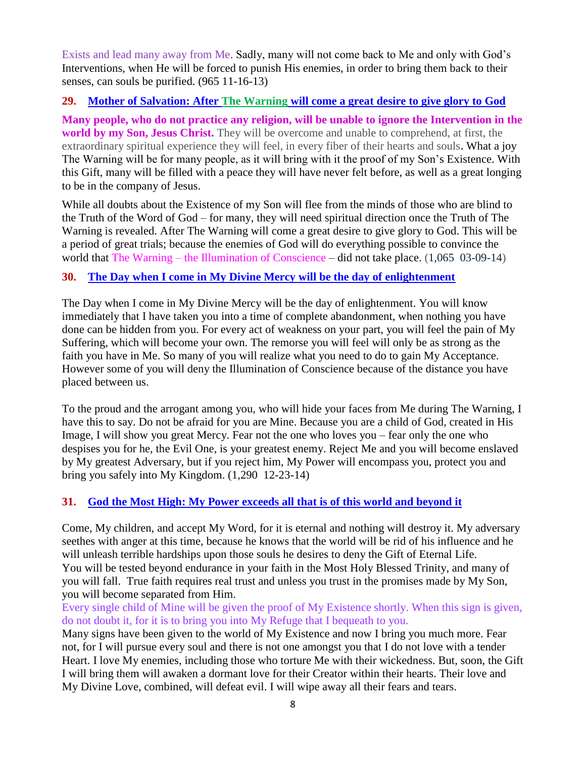Exists and lead many away from Me. Sadly, many will not come back to Me and only with God's Interventions, when He will be forced to punish His enemies, in order to bring them back to their senses, can souls be purified. (965 11-16-13)

### 29. Mother of Salvation: After The Warning will come a great desire to give glory to God

**Many people, who do not practice any religion, will be unable to ignore the Intervention in the world by my Son, Jesus Christ.** They will be overcome and unable to comprehend, at first, the extraordinary spiritual experience they will feel, in every fiber of their hearts and souls. What a joy The Warning will be for many people, as it will bring with it the proof of my Son's Existence. With this Gift, many will be filled with a peace they will have never felt before, as well as a great longing to be in the company of Jesus.

While all doubts about the Existence of my Son will flee from the minds of those who are blind to the Truth of the Word of God – for many, they will need spiritual direction once the Truth of The Warning is revealed. After The Warning will come a great desire to give glory to God. This will be a period of great trials; because the enemies of God will do everything possible to convince the world that The Warning – the Illumination of Conscience – did not take place. (1,065 03-09-14)

### 30. The Day when I come in My Divine Mercy will be the day of enlightenment

The Day when I come in My Divine Mercy will be the day of enlightenment. You will know immediately that I have taken you into a time of complete abandonment, when nothing you have done can be hidden from you. For every act of weakness on your part, you will feel the pain of My Suffering, which will become your own. The remorse you will feel will only be as strong as the faith you have in Me. So many of you will realize what you need to do to gain My Acceptance. However some of you will deny the Illumination of Conscience because of the distance you have placed between us.

To the proud and the arrogant among you, who will hide your faces from Me during The Warning, I have this to say. Do not be afraid for you are Mine. Because you are a child of God, created in His Image, I will show you great Mercy. Fear not the one who loves you – fear only the one who despises you for he, the Evil One, is your greatest enemy. Reject Me and you will become enslaved by My greatest Adversary, but if you reject him, My Power will encompass you, protect you and bring you safely into My Kingdom. (1,290 12-23-14)

### 31. God the Most High: My Power exceeds all that is of this world and beyond it

Come, My children, and accept My Word, for it is eternal and nothing will destroy it. My adversary seethes with anger at this time, because he knows that the world will be rid of his influence and he will unleash terrible hardships upon those souls he desires to deny the Gift of Eternal Life.
You will be tested beyond endurance in your faith in the Most Holy Blessed Trinity, and many of you will fall. True faith requires real trust and unless you trust in the promises made by My Son, you will become separated from Him.
Every single child of Mine will be given the proof of My Existence shortly. When this sign is given, do not doubt it, for it is to bring you into My Refuge that I bequeath to you.
Many signs have been given to the world of My Existence and now I bring you much more. Fear not, for I will pursue every soul and there is not one amongst you that I do not love with a tender Heart. I love My enemies, including those who torture Me with their wickedness. But, soon, the Gift I will bring them will awaken a dormant love for their Creator within their hearts. Their love and My Divine Love, combined, will defeat evil. I will wipe away all their fears and tears.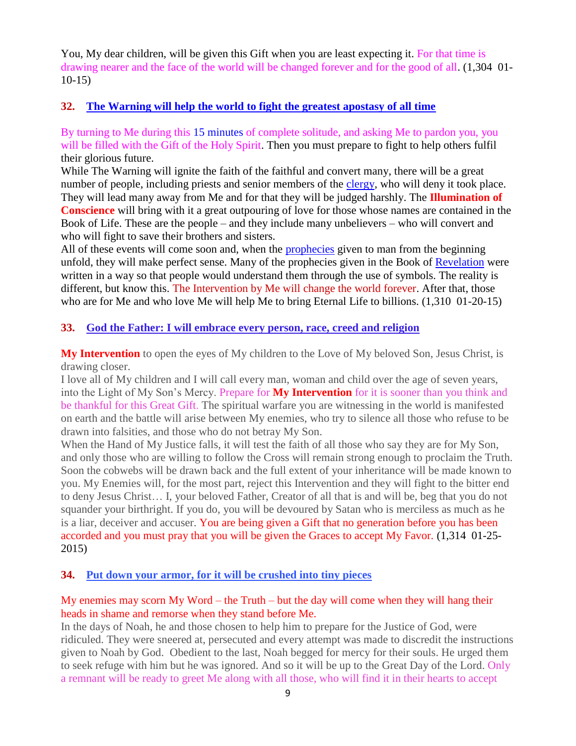You, My dear children, will be given this Gift when you are least expecting it. For that time is drawing nearer and the face of the world will be changed forever and for the good of all. (1,304 01-10-15)

## 32. The Warning will help the world to fight the greatest apostasy of all time

By turning to Me during this 15 minutes of complete solitude, and asking Me to pardon you, you will be filled with the Gift of the Holy Spirit. Then you must prepare to fight to help others fulfil their glorious future.

While The Warning will ignite the faith of the faithful and convert many, there will be a great number of people, including priests and senior members of the clergy, who will deny it took place. They will lead many away from Me and for that they will be judged harshly. The **Illumination of Conscience** will bring with it a great outpouring of love for those whose names are contained in the Book of Life. These are the people – and they include many unbelievers – who will convert and who will fight to save their brothers and sisters.

All of these events will come soon and, when the prophecies given to man from the beginning unfold, they will make perfect sense. Many of the prophecies given in the Book of Revelation were written in a way so that people would understand them through the use of symbols. The reality is different, but know this. The Intervention by Me will change the world forever. After that, those who are for Me and who love Me will help Me to bring Eternal Life to billions. (1,310 01-20-15)

## 33. God the Father: I will embrace every person, race, creed and religion

**My Intervention** to open the eyes of My children to the Love of My beloved Son, Jesus Christ, is drawing closer.

I love all of My children and I will call every man, woman and child over the age of seven years, into the Light of My Son's Mercy. Prepare for **My Intervention** for it is sooner than you think and be thankful for this Great Gift. The spiritual warfare you are witnessing in the world is manifested on earth and the battle will arise between My enemies, who try to silence all those who refuse to be drawn into falsities, and those who do not betray My Son.

When the Hand of My Justice falls, it will test the faith of all those who say they are for My Son, and only those who are willing to follow the Cross will remain strong enough to proclaim the Truth. Soon the cobwebs will be drawn back and the full extent of your inheritance will be made known to you. My Enemies will, for the most part, reject this Intervention and they will fight to the bitter end to deny Jesus Christ… I, your beloved Father, Creator of all that is and will be, beg that you do not squander your birthright. If you do, you will be devoured by Satan who is merciless as much as he is a liar, deceiver and accuser. You are being given a Gift that no generation before you has been accorded and you must pray that you will be given the Graces to accept My Favor. (1,314 01-25-2015)

## 34. Put down your armor, for it will be crushed into tiny pieces

My enemies may scorn My Word – the Truth – but the day will come when they will hang their heads in shame and remorse when they stand before Me.

In the days of Noah, he and those chosen to help him to prepare for the Justice of God, were ridiculed. They were sneered at, persecuted and every attempt was made to discredit the instructions given to Noah by God. Obedient to the last, Noah begged for mercy for their souls. He urged them to seek refuge with him but he was ignored. And so it will be up to the Great Day of the Lord. Only a remnant will be ready to greet Me along with all those, who will find it in their hearts to accept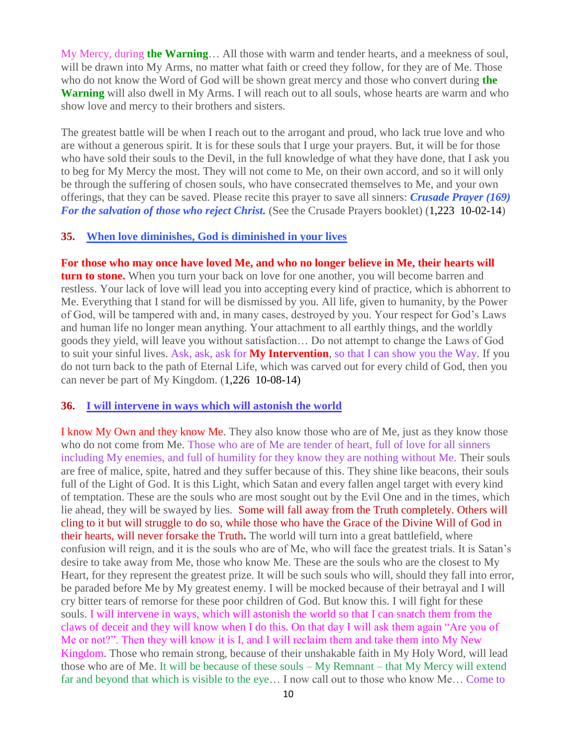My Mercy, during **the Warning**… All those with warm and tender hearts, and a meekness of soul, will be drawn into My Arms, no matter what faith or creed they follow, for they are of Me. Those who do not know the Word of God will be shown great mercy and those who convert during **the Warning** will also dwell in My Arms. I will reach out to all souls, whose hearts are warm and who show love and mercy to their brothers and sisters.

The greatest battle will be when I reach out to the arrogant and proud, who lack true love and who are without a generous spirit. It is for these souls that I urge your prayers. But, it will be for those who have sold their souls to the Devil, in the full knowledge of what they have done, that I ask you to beg for My Mercy the most. They will not come to Me, on their own accord, and so it will only be through the suffering of chosen souls, who have consecrated themselves to Me, and your own offerings, that they can be saved. Please recite this prayer to save all sinners: ***Crusade Prayer (169) For the salvation of those who reject Christ.*** (See the Crusade Prayers booklet) (1,223  10-02-14)

### 35. When love diminishes, God is diminished in your lives

**For those who may once have loved Me, and who no longer believe in Me, their hearts will turn to stone.** When you turn your back on love for one another, you will become barren and restless. Your lack of love will lead you into accepting every kind of practice, which is abhorrent to Me. Everything that I stand for will be dismissed by you. All life, given to humanity, by the Power of God, will be tampered with and, in many cases, destroyed by you. Your respect for God's Laws and human life no longer mean anything. Your attachment to all earthly things, and the worldly goods they yield, will leave you without satisfaction… Do not attempt to change the Laws of God to suit your sinful lives. Ask, ask, ask for **My Intervention**, so that I can show you the Way. If you do not turn back to the path of Eternal Life, which was carved out for every child of God, then you can never be part of My Kingdom. (1,226  10-08-14)

### 36. I will intervene in ways which will astonish the world

I know My Own and they know Me. They also know those who are of Me, just as they know those who do not come from Me. Those who are of Me are tender of heart, full of love for all sinners including My enemies, and full of humility for they know they are nothing without Me. Their souls are free of malice, spite, hatred and they suffer because of this. They shine like beacons, their souls full of the Light of God. It is this Light, which Satan and every fallen angel target with every kind of temptation. These are the souls who are most sought out by the Evil One and in the times, which lie ahead, they will be swayed by lies. Some will fall away from the Truth completely. Others will cling to it but will struggle to do so, while those who have the Grace of the Divine Will of God in their hearts, will never forsake the Truth**.** The world will turn into a great battlefield, where confusion will reign, and it is the souls who are of Me, who will face the greatest trials. It is Satan's desire to take away from Me, those who know Me. These are the souls who are the closest to My Heart, for they represent the greatest prize. It will be such souls who will, should they fall into error, be paraded before Me by My greatest enemy. I will be mocked because of their betrayal and I will cry bitter tears of remorse for these poor children of God. But know this. I will fight for these souls. I will intervene in ways, which will astonish the world so that I can snatch them from the claws of deceit and they will know when I do this. On that day I will ask them again "Are you of Me or not?". Then they will know it is I, and I will reclaim them and take them into My New Kingdom. Those who remain strong, because of their unshakable faith in My Holy Word, will lead those who are of Me. It will be because of these souls – My Remnant – that My Mercy will extend far and beyond that which is visible to the eye… I now call out to those who know Me… Come to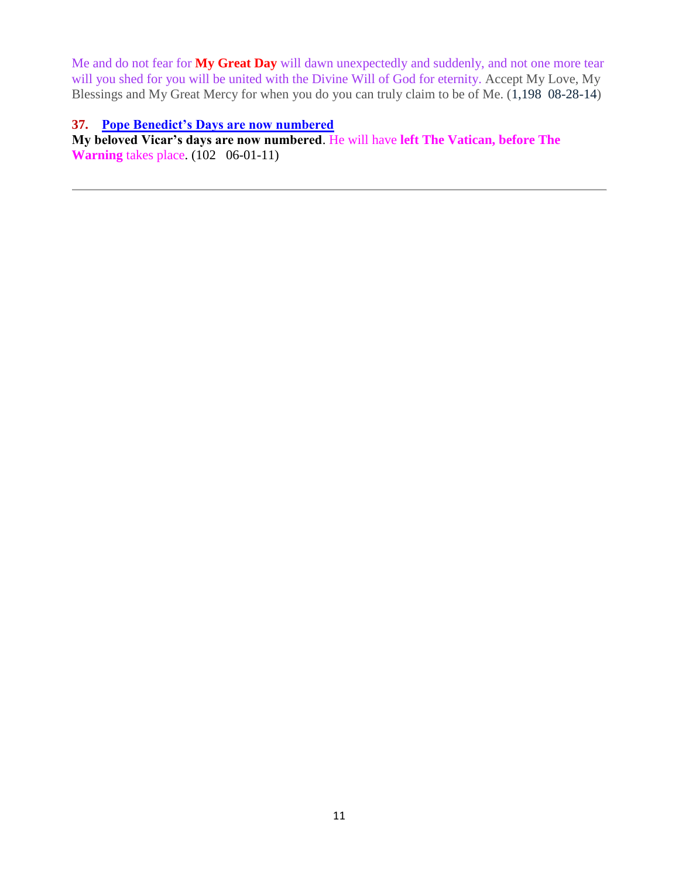Me and do not fear for **My Great Day** will dawn unexpectedly and suddenly, and not one more tear will you shed for you will be united with the Divine Will of God for eternity. Accept My Love, My Blessings and My Great Mercy for when you do you can truly claim to be of Me. (1,198 08-28-14)

**37. Pope Benedict's Days are now numbered**

**My beloved Vicar's days are now numbered**. He will have **left The Vatican, before The Warning** takes place. (102 06-01-11)

---